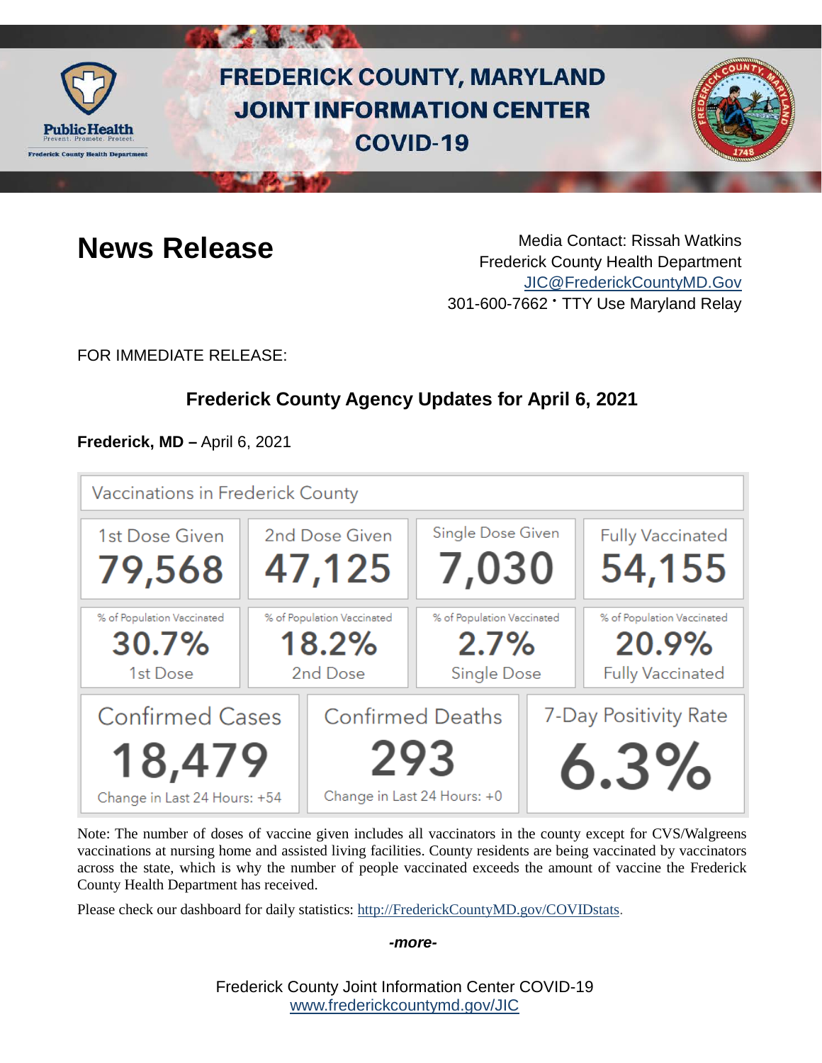# FREDERICK COUNTY, MARYLAND
# JOINT INFORMATION CENTER
# COVID-19

## News Release

Media Contact: Rissah Watkins
Frederick County Health Department
JIC@FrederickCountyMD.Gov
301-600-7662 • TTY Use Maryland Relay

FOR IMMEDIATE RELEASE:

### Frederick County Agency Updates for April 6, 2021

**Frederick, MD –** April 6, 2021

**Vaccinations in Frederick County**

| 1st Dose Given | 2nd Dose Given | Single Dose Given | Fully Vaccinated |
|---|---|---|---|
| 79,568 | 47,125 | 7,030 | 54,155 |
| % of Population Vaccinated 30.7% 1st Dose | % of Population Vaccinated 18.2% 2nd Dose | % of Population Vaccinated 2.7% Single Dose | % of Population Vaccinated 20.9% Fully Vaccinated |

| Confirmed Cases | Confirmed Deaths | 7-Day Positivity Rate |
|---|---|---|
| 18,479 | 293 | 6.3% |
| Change in Last 24 Hours: +54 | Change in Last 24 Hours: +0 | |

Note: The number of doses of vaccine given includes all vaccinators in the county except for CVS/Walgreens vaccinations at nursing home and assisted living facilities. County residents are being vaccinated by vaccinators across the state, which is why the number of people vaccinated exceeds the amount of vaccine the Frederick County Health Department has received.

Please check our dashboard for daily statistics: http://FrederickCountyMD.gov/COVIDstats.

*-more-*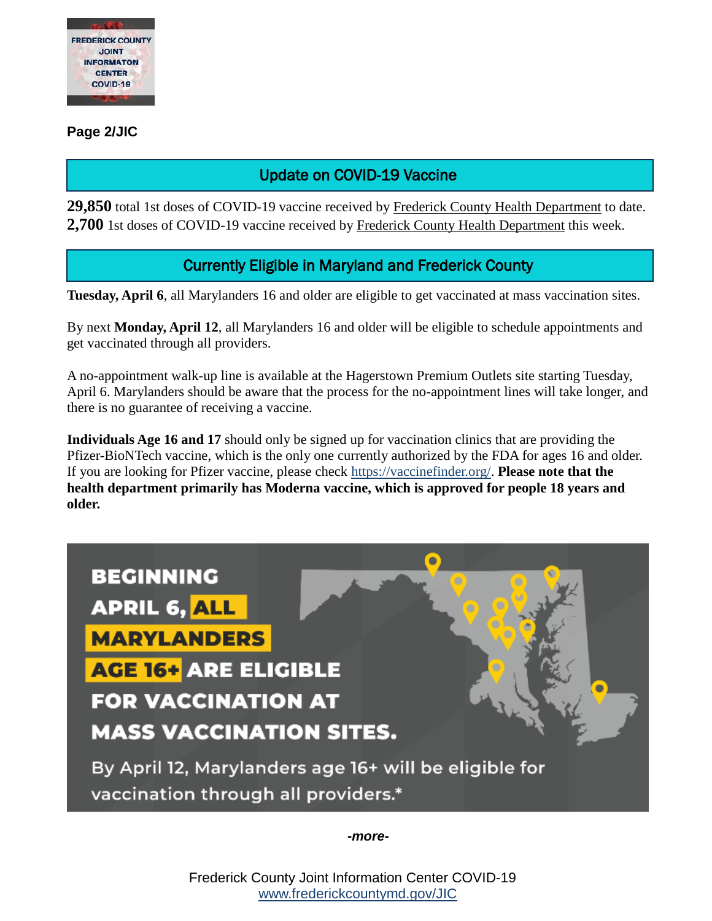**Page 2/JIC**

## Update on COVID-19 Vaccine

**29,850** total 1st doses of COVID-19 vaccine received by Frederick County Health Department to date.
**2,700** 1st doses of COVID-19 vaccine received by Frederick County Health Department this week.

## Currently Eligible in Maryland and Frederick County

**Tuesday, April 6**, all Marylanders 16 and older are eligible to get vaccinated at mass vaccination sites.

By next **Monday, April 12**, all Marylanders 16 and older will be eligible to schedule appointments and get vaccinated through all providers.

A no-appointment walk-up line is available at the Hagerstown Premium Outlets site starting Tuesday, April 6. Marylanders should be aware that the process for the no-appointment lines will take longer, and there is no guarantee of receiving a vaccine.

**Individuals Age 16 and 17** should only be signed up for vaccination clinics that are providing the Pfizer-BioNTech vaccine, which is the only one currently authorized by the FDA for ages 16 and older. If you are looking for Pfizer vaccine, please check https://vaccinefinder.org/. **Please note that the health department primarily has Moderna vaccine, which is approved for people 18 years and older.**

BEGINNING APRIL 6, ALL MARYLANDERS AGE 16+ ARE ELIGIBLE FOR VACCINATION AT MASS VACCINATION SITES.

By April 12, Marylanders age 16+ will be eligible for vaccination through all providers.*

*-more-*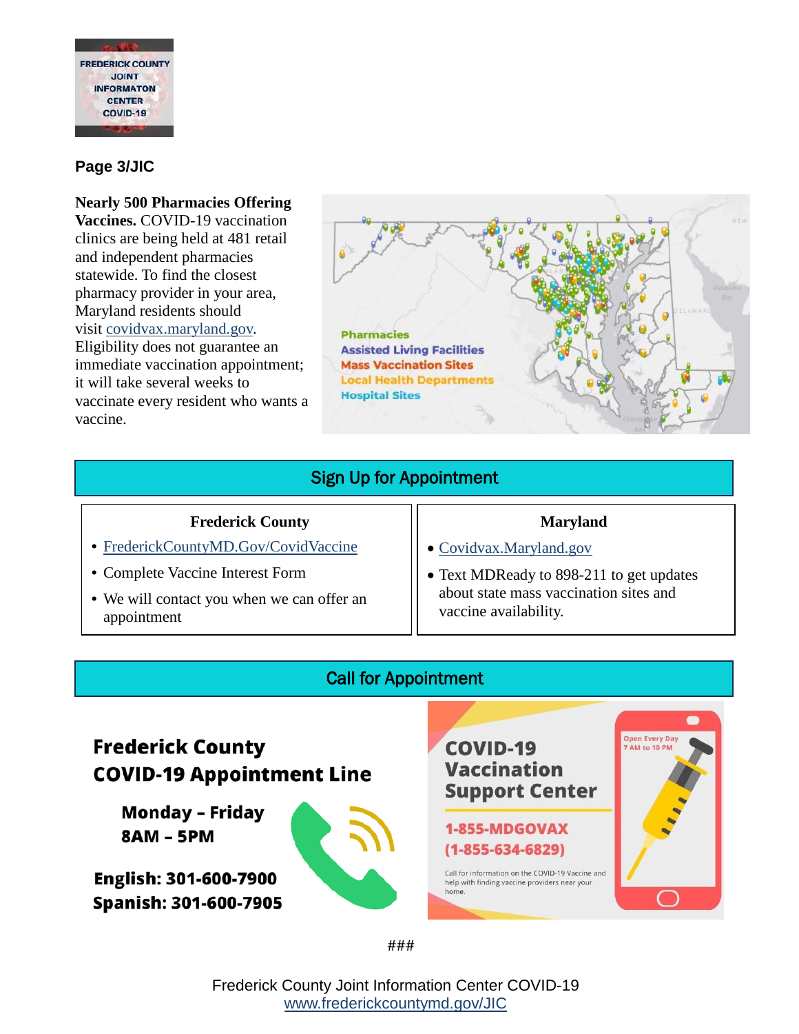Page 3/JIC

**Nearly 500 Pharmacies Offering Vaccines.** COVID-19 vaccination clinics are being held at 481 retail and independent pharmacies statewide. To find the closest pharmacy provider in your area, Maryland residents should visit covidvax.maryland.gov. Eligibility does not guarantee an immediate vaccination appointment; it will take several weeks to vaccinate every resident who wants a vaccine.

Pharmacies
Assisted Living Facilities
Mass Vaccination Sites
Local Health Departments
Hospital Sites

## Sign Up for Appointment

**Frederick County**

- FrederickCountyMD.Gov/CovidVaccine
- Complete Vaccine Interest Form
- We will contact you when we can offer an appointment

**Maryland**

- Covidvax.Maryland.gov
- Text MDReady to 898-211 to get updates about state mass vaccination sites and vaccine availability.

## Call for Appointment

**Frederick County COVID-19 Appointment Line**

**Monday – Friday**
**8AM – 5PM**

**English: 301-600-7900**
**Spanish: 301-600-7905**

**COVID-19 Vaccination Support Center**

Open Every Day 7 AM to 10 PM

**1-855-MDGOVAX (1-855-634-6829)**

Call for information on the COVID-19 Vaccine and help with finding vaccine providers near your home.

###

Frederick County Joint Information Center COVID-19
www.frederickcountymd.gov/JIC